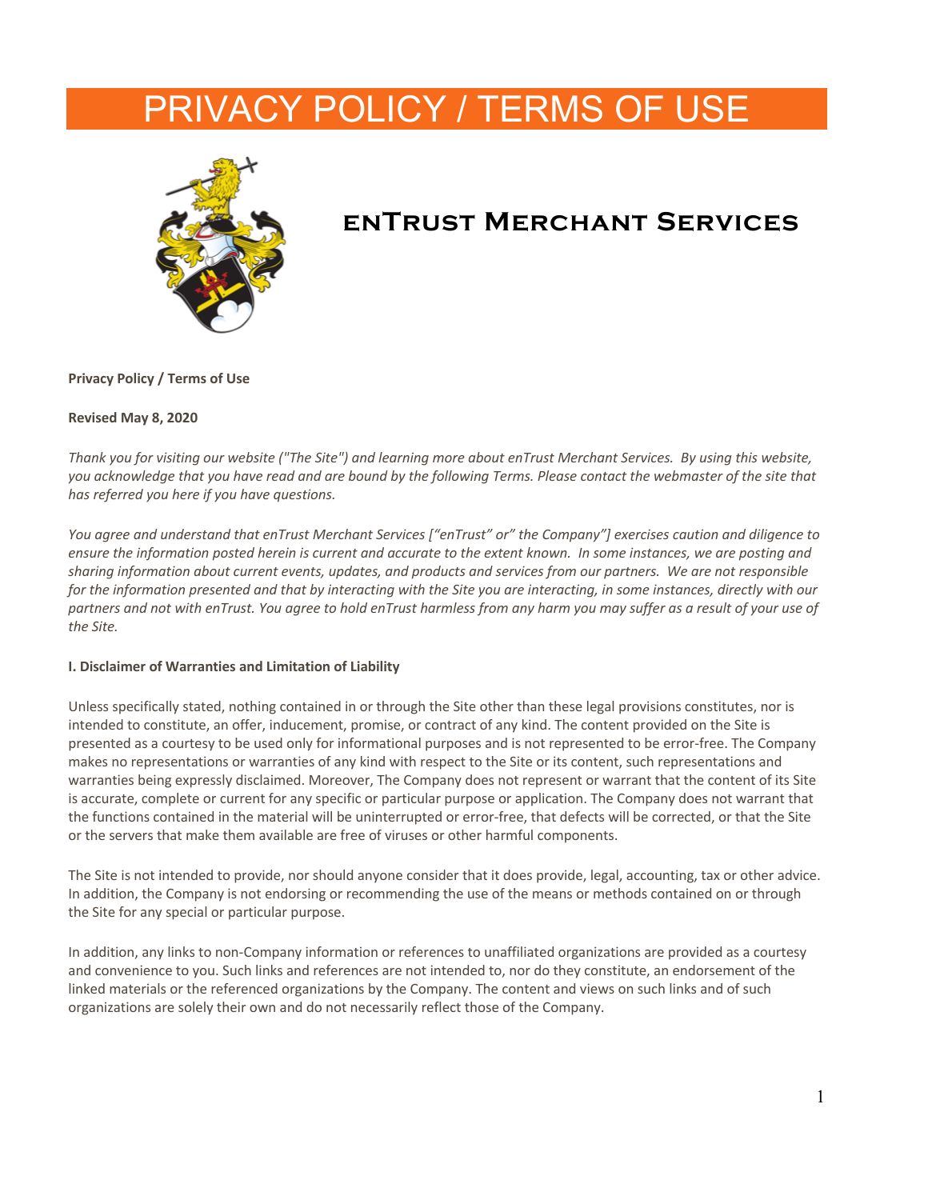# PRIVACY POLICY / TERMS OF USE

## enTrust Merchant Services

**Privacy Policy / Terms of Use**

**Revised May 8, 2020**

*Thank you for visiting our website ("The Site") and learning more about enTrust Merchant Services. By using this website, you acknowledge that you have read and are bound by the following Terms. Please contact the webmaster of the site that has referred you here if you have questions.*

*You agree and understand that enTrust Merchant Services [“enTrust” or” the Company”] exercises caution and diligence to ensure the information posted herein is current and accurate to the extent known. In some instances, we are posting and sharing information about current events, updates, and products and services from our partners. We are not responsible for the information presented and that by interacting with the Site you are interacting, in some instances, directly with our partners and not with enTrust. You agree to hold enTrust harmless from any harm you may suffer as a result of your use of the Site.*

**I. Disclaimer of Warranties and Limitation of Liability**

Unless specifically stated, nothing contained in or through the Site other than these legal provisions constitutes, nor is intended to constitute, an offer, inducement, promise, or contract of any kind. The content provided on the Site is presented as a courtesy to be used only for informational purposes and is not represented to be error-free. The Company makes no representations or warranties of any kind with respect to the Site or its content, such representations and warranties being expressly disclaimed. Moreover, The Company does not represent or warrant that the content of its Site is accurate, complete or current for any specific or particular purpose or application. The Company does not warrant that the functions contained in the material will be uninterrupted or error-free, that defects will be corrected, or that the Site or the servers that make them available are free of viruses or other harmful components.

The Site is not intended to provide, nor should anyone consider that it does provide, legal, accounting, tax or other advice. In addition, the Company is not endorsing or recommending the use of the means or methods contained on or through the Site for any special or particular purpose.

In addition, any links to non-Company information or references to unaffiliated organizations are provided as a courtesy and convenience to you. Such links and references are not intended to, nor do they constitute, an endorsement of the linked materials or the referenced organizations by the Company. The content and views on such links and of such organizations are solely their own and do not necessarily reflect those of the Company.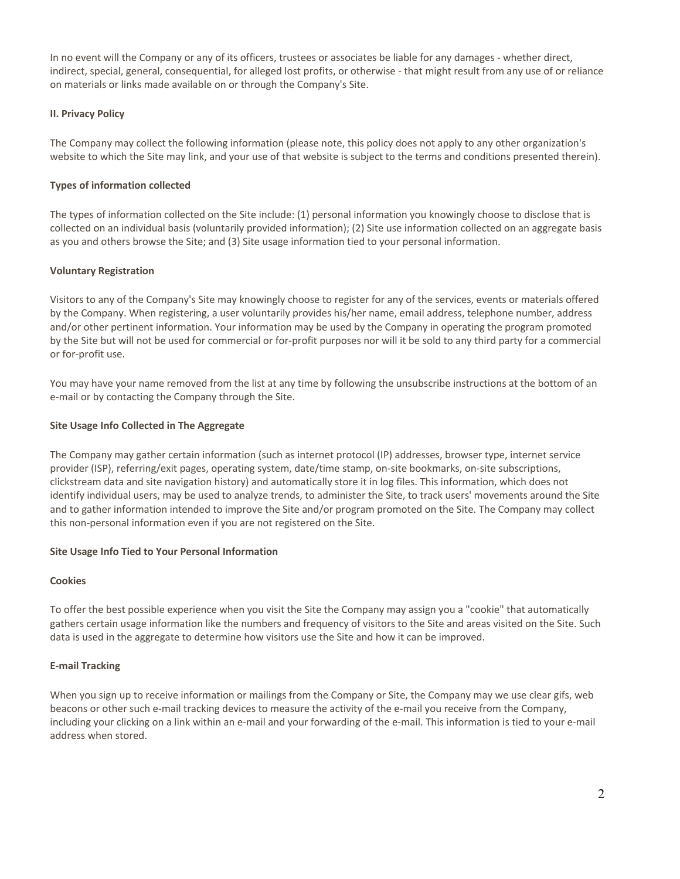In no event will the Company or any of its officers, trustees or associates be liable for any damages - whether direct, indirect, special, general, consequential, for alleged lost profits, or otherwise - that might result from any use of or reliance on materials or links made available on or through the Company's Site.

**II. Privacy Policy**

The Company may collect the following information (please note, this policy does not apply to any other organization's website to which the Site may link, and your use of that website is subject to the terms and conditions presented therein).

**Types of information collected**

The types of information collected on the Site include: (1) personal information you knowingly choose to disclose that is collected on an individual basis (voluntarily provided information); (2) Site use information collected on an aggregate basis as you and others browse the Site; and (3) Site usage information tied to your personal information.

**Voluntary Registration**

Visitors to any of the Company's Site may knowingly choose to register for any of the services, events or materials offered by the Company. When registering, a user voluntarily provides his/her name, email address, telephone number, address and/or other pertinent information. Your information may be used by the Company in operating the program promoted by the Site but will not be used for commercial or for-profit purposes nor will it be sold to any third party for a commercial or for-profit use.

You may have your name removed from the list at any time by following the unsubscribe instructions at the bottom of an e-mail or by contacting the Company through the Site.

**Site Usage Info Collected in The Aggregate**

The Company may gather certain information (such as internet protocol (IP) addresses, browser type, internet service provider (ISP), referring/exit pages, operating system, date/time stamp, on-site bookmarks, on-site subscriptions, clickstream data and site navigation history) and automatically store it in log files. This information, which does not identify individual users, may be used to analyze trends, to administer the Site, to track users' movements around the Site and to gather information intended to improve the Site and/or program promoted on the Site. The Company may collect this non-personal information even if you are not registered on the Site.

**Site Usage Info Tied to Your Personal Information**

**Cookies**

To offer the best possible experience when you visit the Site the Company may assign you a "cookie" that automatically gathers certain usage information like the numbers and frequency of visitors to the Site and areas visited on the Site. Such data is used in the aggregate to determine how visitors use the Site and how it can be improved.

**E-mail Tracking**

When you sign up to receive information or mailings from the Company or Site, the Company may we use clear gifs, web beacons or other such e-mail tracking devices to measure the activity of the e-mail you receive from the Company, including your clicking on a link within an e-mail and your forwarding of the e-mail. This information is tied to your e-mail address when stored.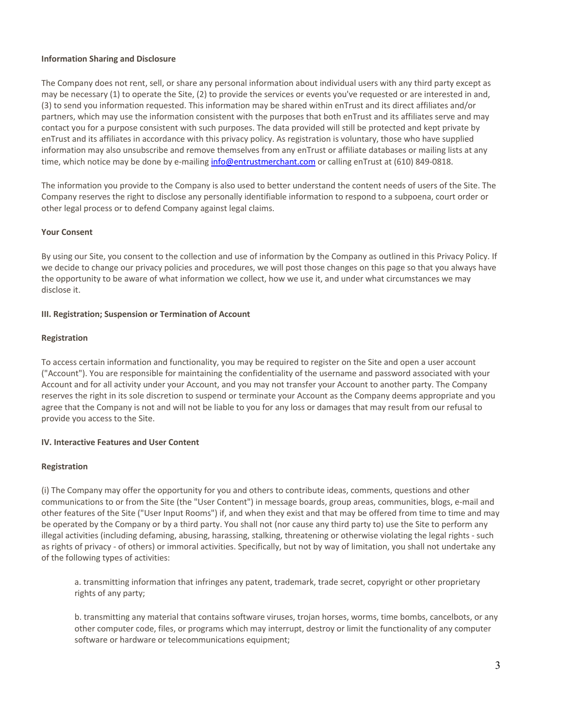**Information Sharing and Disclosure**

The Company does not rent, sell, or share any personal information about individual users with any third party except as may be necessary (1) to operate the Site, (2) to provide the services or events you've requested or are interested in and, (3) to send you information requested. This information may be shared within enTrust and its direct affiliates and/or partners, which may use the information consistent with the purposes that both enTrust and its affiliates serve and may contact you for a purpose consistent with such purposes. The data provided will still be protected and kept private by enTrust and its affiliates in accordance with this privacy policy. As registration is voluntary, those who have supplied information may also unsubscribe and remove themselves from any enTrust or affiliate databases or mailing lists at any time, which notice may be done by e-mailing info@entrustmerchant.com or calling enTrust at (610) 849-0818.

The information you provide to the Company is also used to better understand the content needs of users of the Site. The Company reserves the right to disclose any personally identifiable information to respond to a subpoena, court order or other legal process or to defend Company against legal claims.

**Your Consent**

By using our Site, you consent to the collection and use of information by the Company as outlined in this Privacy Policy. If we decide to change our privacy policies and procedures, we will post those changes on this page so that you always have the opportunity to be aware of what information we collect, how we use it, and under what circumstances we may disclose it.

**III. Registration; Suspension or Termination of Account**

**Registration**

To access certain information and functionality, you may be required to register on the Site and open a user account ("Account"). You are responsible for maintaining the confidentiality of the username and password associated with your Account and for all activity under your Account, and you may not transfer your Account to another party. The Company reserves the right in its sole discretion to suspend or terminate your Account as the Company deems appropriate and you agree that the Company is not and will not be liable to you for any loss or damages that may result from our refusal to provide you access to the Site.

**IV. Interactive Features and User Content**

**Registration**

(i) The Company may offer the opportunity for you and others to contribute ideas, comments, questions and other communications to or from the Site (the "User Content") in message boards, group areas, communities, blogs, e-mail and other features of the Site ("User Input Rooms") if, and when they exist and that may be offered from time to time and may be operated by the Company or by a third party. You shall not (nor cause any third party to) use the Site to perform any illegal activities (including defaming, abusing, harassing, stalking, threatening or otherwise violating the legal rights - such as rights of privacy - of others) or immoral activities. Specifically, but not by way of limitation, you shall not undertake any of the following types of activities:

> a. transmitting information that infringes any patent, trademark, trade secret, copyright or other proprietary rights of any party;
>
> b. transmitting any material that contains software viruses, trojan horses, worms, time bombs, cancelbots, or any other computer code, files, or programs which may interrupt, destroy or limit the functionality of any computer software or hardware or telecommunications equipment;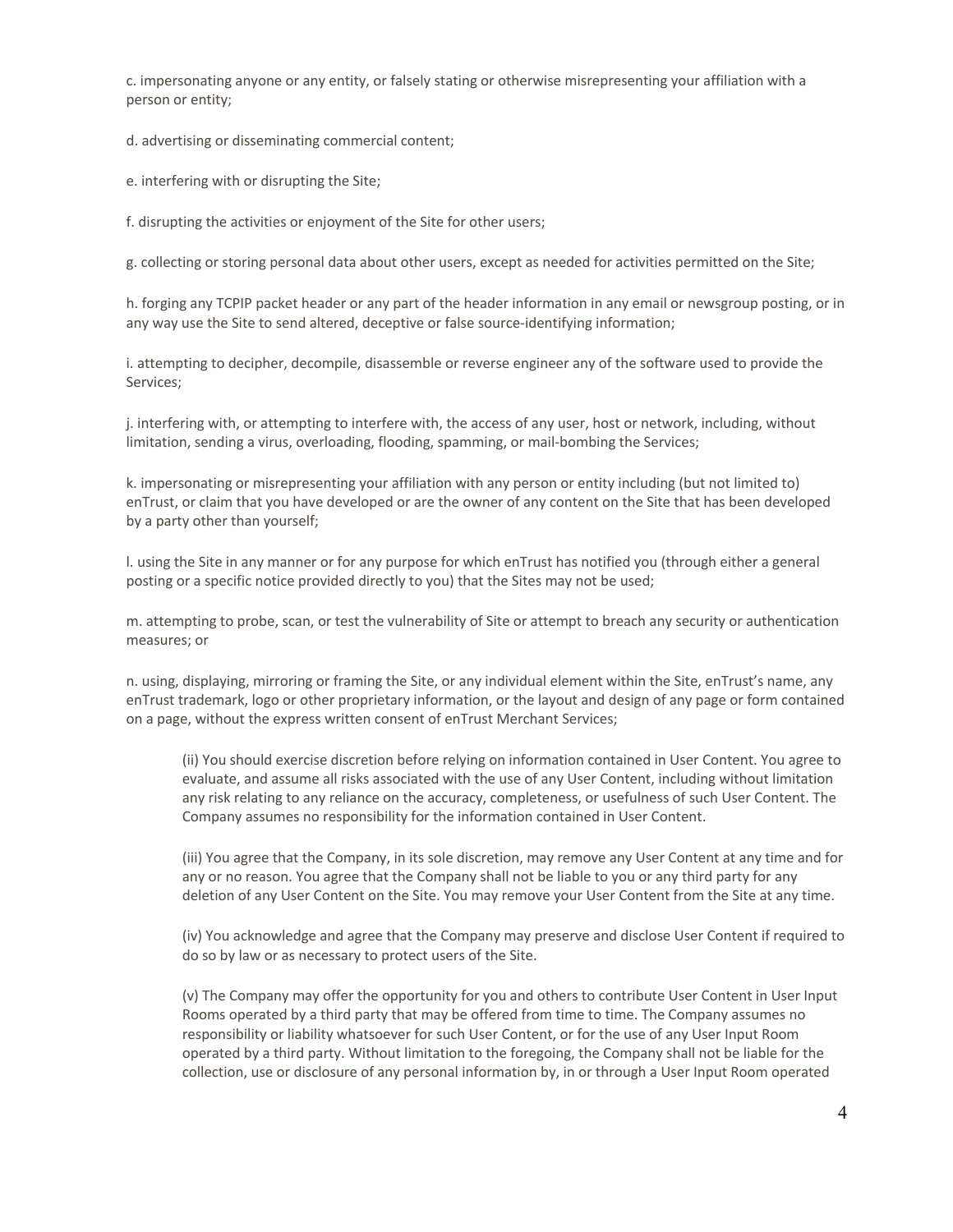c. impersonating anyone or any entity, or falsely stating or otherwise misrepresenting your affiliation with a person or entity;

d. advertising or disseminating commercial content;

e. interfering with or disrupting the Site;

f. disrupting the activities or enjoyment of the Site for other users;

g. collecting or storing personal data about other users, except as needed for activities permitted on the Site;

h. forging any TCPIP packet header or any part of the header information in any email or newsgroup posting, or in any way use the Site to send altered, deceptive or false source-identifying information;

i. attempting to decipher, decompile, disassemble or reverse engineer any of the software used to provide the Services;

j. interfering with, or attempting to interfere with, the access of any user, host or network, including, without limitation, sending a virus, overloading, flooding, spamming, or mail-bombing the Services;

k. impersonating or misrepresenting your affiliation with any person or entity including (but not limited to) enTrust, or claim that you have developed or are the owner of any content on the Site that has been developed by a party other than yourself;

l. using the Site in any manner or for any purpose for which enTrust has notified you (through either a general posting or a specific notice provided directly to you) that the Sites may not be used;

m. attempting to probe, scan, or test the vulnerability of Site or attempt to breach any security or authentication measures; or

n. using, displaying, mirroring or framing the Site, or any individual element within the Site, enTrust's name, any enTrust trademark, logo or other proprietary information, or the layout and design of any page or form contained on a page, without the express written consent of enTrust Merchant Services;

> (ii) You should exercise discretion before relying on information contained in User Content. You agree to evaluate, and assume all risks associated with the use of any User Content, including without limitation any risk relating to any reliance on the accuracy, completeness, or usefulness of such User Content. The Company assumes no responsibility for the information contained in User Content.
>
> (iii) You agree that the Company, in its sole discretion, may remove any User Content at any time and for any or no reason. You agree that the Company shall not be liable to you or any third party for any deletion of any User Content on the Site. You may remove your User Content from the Site at any time.
>
> (iv) You acknowledge and agree that the Company may preserve and disclose User Content if required to do so by law or as necessary to protect users of the Site.
>
> (v) The Company may offer the opportunity for you and others to contribute User Content in User Input Rooms operated by a third party that may be offered from time to time. The Company assumes no responsibility or liability whatsoever for such User Content, or for the use of any User Input Room operated by a third party. Without limitation to the foregoing, the Company shall not be liable for the collection, use or disclosure of any personal information by, in or through a User Input Room operated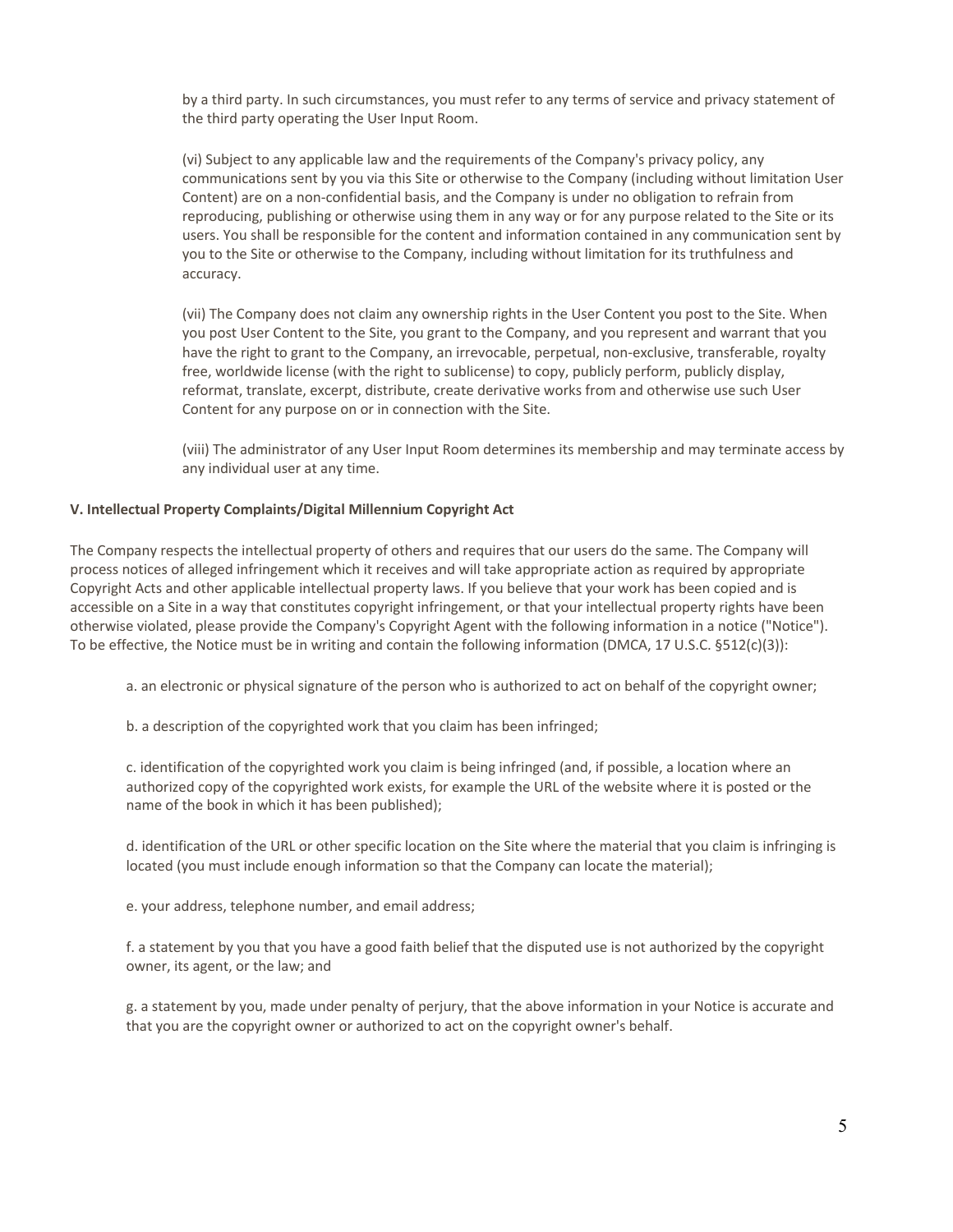by a third party. In such circumstances, you must refer to any terms of service and privacy statement of the third party operating the User Input Room.

(vi) Subject to any applicable law and the requirements of the Company's privacy policy, any communications sent by you via this Site or otherwise to the Company (including without limitation User Content) are on a non-confidential basis, and the Company is under no obligation to refrain from reproducing, publishing or otherwise using them in any way or for any purpose related to the Site or its users. You shall be responsible for the content and information contained in any communication sent by you to the Site or otherwise to the Company, including without limitation for its truthfulness and accuracy.

(vii) The Company does not claim any ownership rights in the User Content you post to the Site. When you post User Content to the Site, you grant to the Company, and you represent and warrant that you have the right to grant to the Company, an irrevocable, perpetual, non-exclusive, transferable, royalty free, worldwide license (with the right to sublicense) to copy, publicly perform, publicly display, reformat, translate, excerpt, distribute, create derivative works from and otherwise use such User Content for any purpose on or in connection with the Site.

(viii) The administrator of any User Input Room determines its membership and may terminate access by any individual user at any time.

**V. Intellectual Property Complaints/Digital Millennium Copyright Act**

The Company respects the intellectual property of others and requires that our users do the same. The Company will process notices of alleged infringement which it receives and will take appropriate action as required by appropriate Copyright Acts and other applicable intellectual property laws. If you believe that your work has been copied and is accessible on a Site in a way that constitutes copyright infringement, or that your intellectual property rights have been otherwise violated, please provide the Company's Copyright Agent with the following information in a notice ("Notice"). To be effective, the Notice must be in writing and contain the following information (DMCA, 17 U.S.C. §512(c)(3)):

a. an electronic or physical signature of the person who is authorized to act on behalf of the copyright owner;

b. a description of the copyrighted work that you claim has been infringed;

c. identification of the copyrighted work you claim is being infringed (and, if possible, a location where an authorized copy of the copyrighted work exists, for example the URL of the website where it is posted or the name of the book in which it has been published);

d. identification of the URL or other specific location on the Site where the material that you claim is infringing is located (you must include enough information so that the Company can locate the material);

e. your address, telephone number, and email address;

f. a statement by you that you have a good faith belief that the disputed use is not authorized by the copyright owner, its agent, or the law; and

g. a statement by you, made under penalty of perjury, that the above information in your Notice is accurate and that you are the copyright owner or authorized to act on the copyright owner's behalf.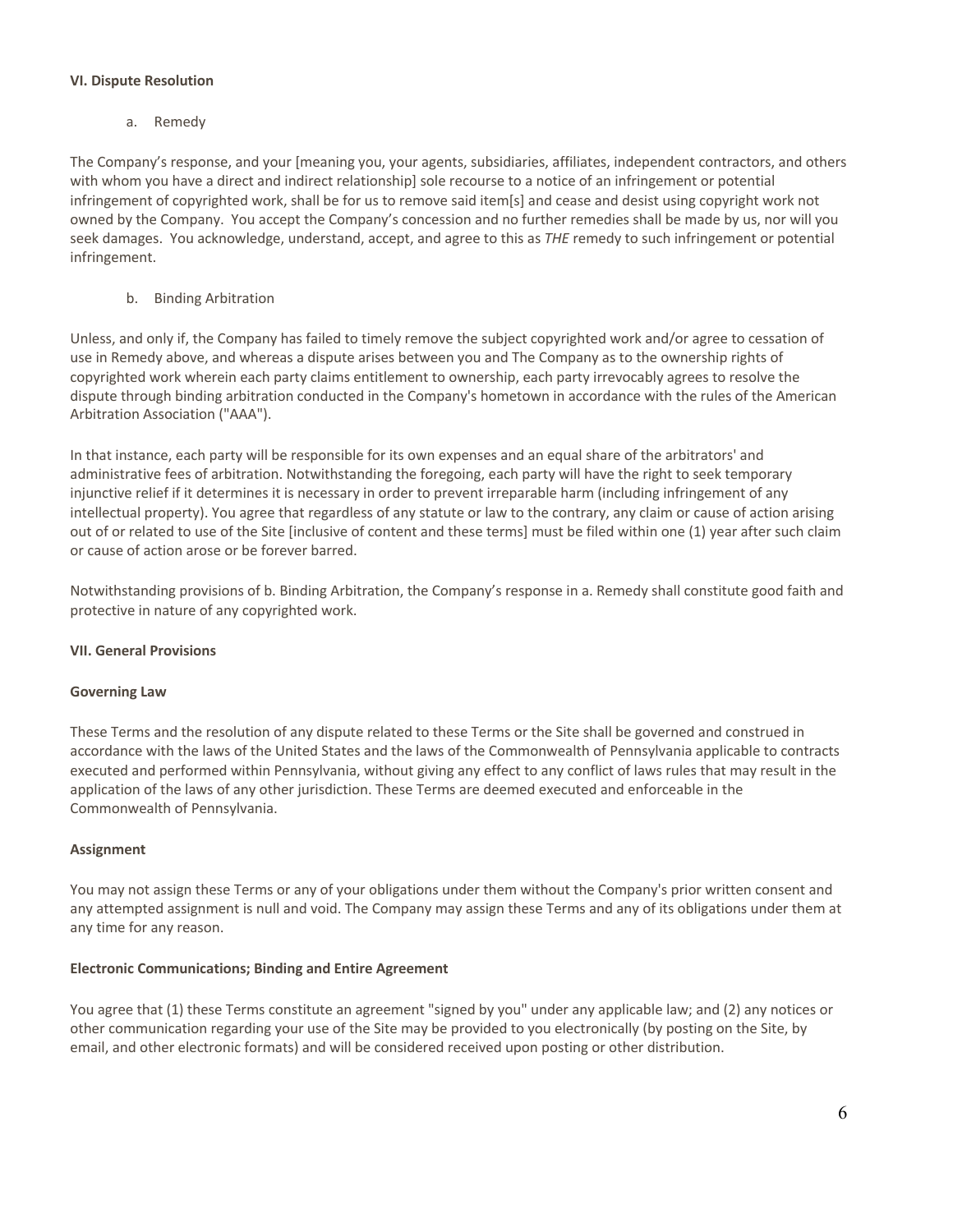**VI. Dispute Resolution**

a. Remedy

The Company's response, and your [meaning you, your agents, subsidiaries, affiliates, independent contractors, and others with whom you have a direct and indirect relationship] sole recourse to a notice of an infringement or potential infringement of copyrighted work, shall be for us to remove said item[s] and cease and desist using copyright work not owned by the Company. You accept the Company's concession and no further remedies shall be made by us, nor will you seek damages. You acknowledge, understand, accept, and agree to this as *THE* remedy to such infringement or potential infringement.

b. Binding Arbitration

Unless, and only if, the Company has failed to timely remove the subject copyrighted work and/or agree to cessation of use in Remedy above, and whereas a dispute arises between you and The Company as to the ownership rights of copyrighted work wherein each party claims entitlement to ownership, each party irrevocably agrees to resolve the dispute through binding arbitration conducted in the Company's hometown in accordance with the rules of the American Arbitration Association ("AAA").

In that instance, each party will be responsible for its own expenses and an equal share of the arbitrators' and administrative fees of arbitration. Notwithstanding the foregoing, each party will have the right to seek temporary injunctive relief if it determines it is necessary in order to prevent irreparable harm (including infringement of any intellectual property). You agree that regardless of any statute or law to the contrary, any claim or cause of action arising out of or related to use of the Site [inclusive of content and these terms] must be filed within one (1) year after such claim or cause of action arose or be forever barred.

Notwithstanding provisions of b. Binding Arbitration, the Company's response in a. Remedy shall constitute good faith and protective in nature of any copyrighted work.

**VII. General Provisions**

**Governing Law**

These Terms and the resolution of any dispute related to these Terms or the Site shall be governed and construed in accordance with the laws of the United States and the laws of the Commonwealth of Pennsylvania applicable to contracts executed and performed within Pennsylvania, without giving any effect to any conflict of laws rules that may result in the application of the laws of any other jurisdiction. These Terms are deemed executed and enforceable in the Commonwealth of Pennsylvania.

**Assignment**

You may not assign these Terms or any of your obligations under them without the Company's prior written consent and any attempted assignment is null and void. The Company may assign these Terms and any of its obligations under them at any time for any reason.

**Electronic Communications; Binding and Entire Agreement**

You agree that (1) these Terms constitute an agreement "signed by you" under any applicable law; and (2) any notices or other communication regarding your use of the Site may be provided to you electronically (by posting on the Site, by email, and other electronic formats) and will be considered received upon posting or other distribution.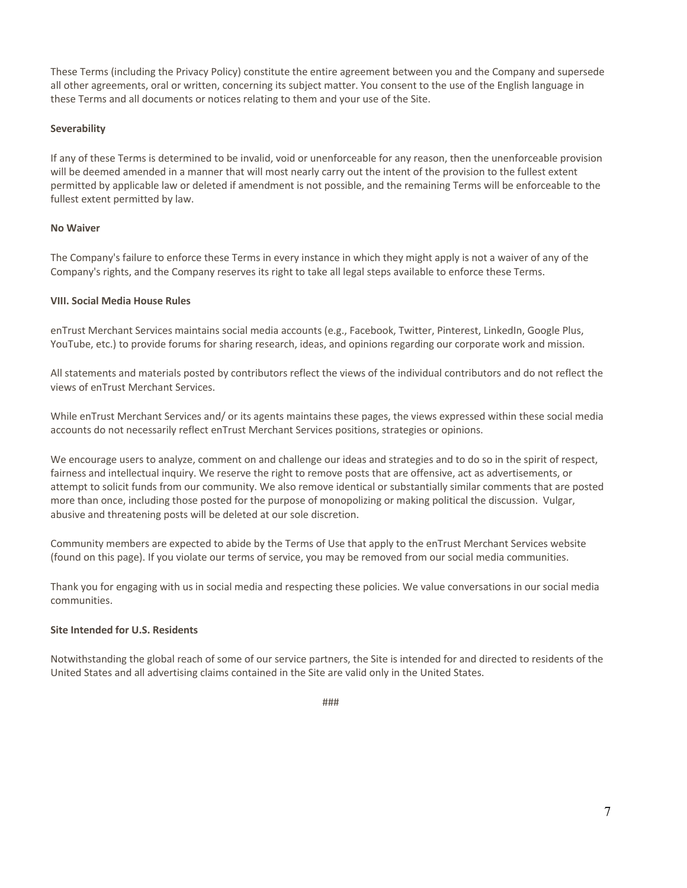These Terms (including the Privacy Policy) constitute the entire agreement between you and the Company and supersede all other agreements, oral or written, concerning its subject matter. You consent to the use of the English language in these Terms and all documents or notices relating to them and your use of the Site.

**Severability**

If any of these Terms is determined to be invalid, void or unenforceable for any reason, then the unenforceable provision will be deemed amended in a manner that will most nearly carry out the intent of the provision to the fullest extent permitted by applicable law or deleted if amendment is not possible, and the remaining Terms will be enforceable to the fullest extent permitted by law.

**No Waiver**

The Company's failure to enforce these Terms in every instance in which they might apply is not a waiver of any of the Company's rights, and the Company reserves its right to take all legal steps available to enforce these Terms.

**VIII. Social Media House Rules**

enTrust Merchant Services maintains social media accounts (e.g., Facebook, Twitter, Pinterest, LinkedIn, Google Plus, YouTube, etc.) to provide forums for sharing research, ideas, and opinions regarding our corporate work and mission.

All statements and materials posted by contributors reflect the views of the individual contributors and do not reflect the views of enTrust Merchant Services.

While enTrust Merchant Services and/ or its agents maintains these pages, the views expressed within these social media accounts do not necessarily reflect enTrust Merchant Services positions, strategies or opinions.

We encourage users to analyze, comment on and challenge our ideas and strategies and to do so in the spirit of respect, fairness and intellectual inquiry. We reserve the right to remove posts that are offensive, act as advertisements, or attempt to solicit funds from our community. We also remove identical or substantially similar comments that are posted more than once, including those posted for the purpose of monopolizing or making political the discussion. Vulgar, abusive and threatening posts will be deleted at our sole discretion.

Community members are expected to abide by the Terms of Use that apply to the enTrust Merchant Services website (found on this page). If you violate our terms of service, you may be removed from our social media communities.

Thank you for engaging with us in social media and respecting these policies. We value conversations in our social media communities.

**Site Intended for U.S. Residents**

Notwithstanding the global reach of some of our service partners, the Site is intended for and directed to residents of the United States and all advertising claims contained in the Site are valid only in the United States.

###